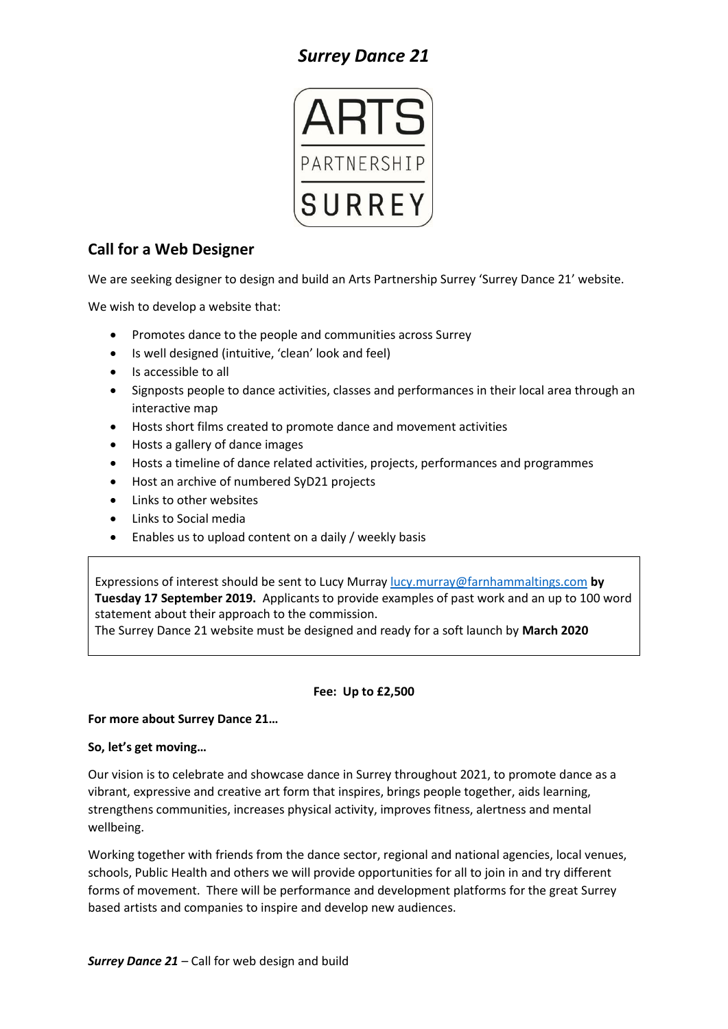# *Surrey Dance 21*

ARTS PARTNERSHIP SURREY

## Call for a Web Designer

We are seeking designer to design and build an Arts Partnership Surrey 'Surrey Dance 21' website.

We wish to develop a website that:

- Promotes dance to the people and communities across Surrey
- Is well designed (intuitive, 'clean' look and feel)
- Is accessible to all
- Signposts people to dance activities, classes and performances in their local area through an interactive map
- Hosts short films created to promote dance and movement activities
- Hosts a gallery of dance images
- Hosts a timeline of dance related activities, projects, performances and programmes
- Host an archive of numbered SyD21 projects
- Links to other websites
- Links to Social media
- Enables us to upload content on a daily / weekly basis

Expressions of interest should be sent to Lucy Murray lucy.murray@farnhammaltings.com **by Tuesday 17 September 2019.** Applicants to provide examples of past work and an up to 100 word statement about their approach to the commission.
The Surrey Dance 21 website must be designed and ready for a soft launch by **March 2020**

**Fee: Up to £2,500**

**For more about Surrey Dance 21…**

**So, let's get moving…**

Our vision is to celebrate and showcase dance in Surrey throughout 2021, to promote dance as a vibrant, expressive and creative art form that inspires, brings people together, aids learning, strengthens communities, increases physical activity, improves fitness, alertness and mental wellbeing.

Working together with friends from the dance sector, regional and national agencies, local venues, schools, Public Health and others we will provide opportunities for all to join in and try different forms of movement. There will be performance and development platforms for the great Surrey based artists and companies to inspire and develop new audiences.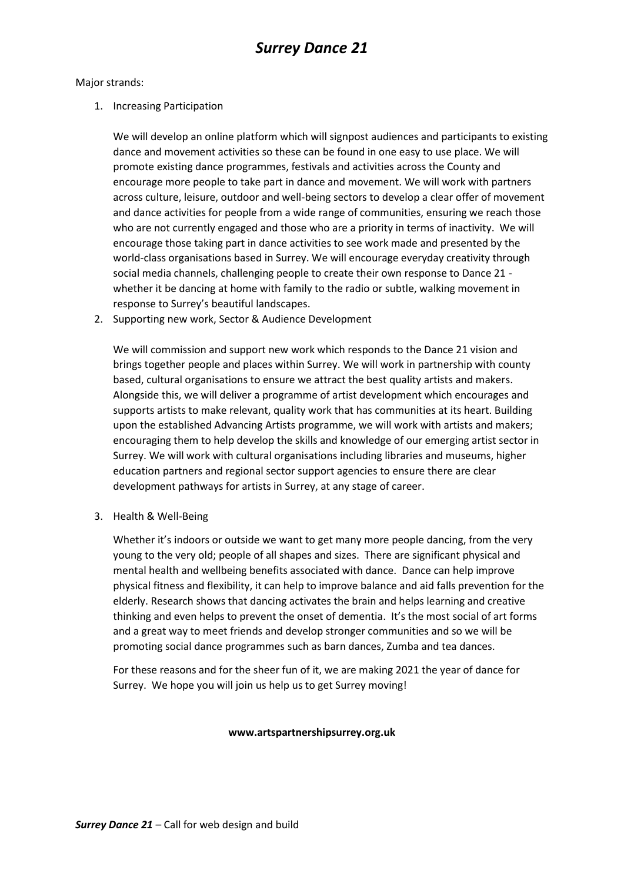Major strands:

1. Increasing Participation

   We will develop an online platform which will signpost audiences and participants to existing dance and movement activities so these can be found in one easy to use place. We will promote existing dance programmes, festivals and activities across the County and encourage more people to take part in dance and movement. We will work with partners across culture, leisure, outdoor and well-being sectors to develop a clear offer of movement and dance activities for people from a wide range of communities, ensuring we reach those who are not currently engaged and those who are a priority in terms of inactivity. We will encourage those taking part in dance activities to see work made and presented by the world-class organisations based in Surrey. We will encourage everyday creativity through social media channels, challenging people to create their own response to Dance 21 - whether it be dancing at home with family to the radio or subtle, walking movement in response to Surrey's beautiful landscapes.

2. Supporting new work, Sector & Audience Development

   We will commission and support new work which responds to the Dance 21 vision and brings together people and places within Surrey. We will work in partnership with county based, cultural organisations to ensure we attract the best quality artists and makers. Alongside this, we will deliver a programme of artist development which encourages and supports artists to make relevant, quality work that has communities at its heart. Building upon the established Advancing Artists programme, we will work with artists and makers; encouraging them to help develop the skills and knowledge of our emerging artist sector in Surrey. We will work with cultural organisations including libraries and museums, higher education partners and regional sector support agencies to ensure there are clear development pathways for artists in Surrey, at any stage of career.

3. Health & Well-Being

   Whether it's indoors or outside we want to get many more people dancing, from the very young to the very old; people of all shapes and sizes. There are significant physical and mental health and wellbeing benefits associated with dance. Dance can help improve physical fitness and flexibility, it can help to improve balance and aid falls prevention for the elderly. Research shows that dancing activates the brain and helps learning and creative thinking and even helps to prevent the onset of dementia. It's the most social of art forms and a great way to meet friends and develop stronger communities and so we will be promoting social dance programmes such as barn dances, Zumba and tea dances.

   For these reasons and for the sheer fun of it, we are making 2021 the year of dance for Surrey. We hope you will join us help us to get Surrey moving!

**www.artspartnershipsurrey.org.uk**